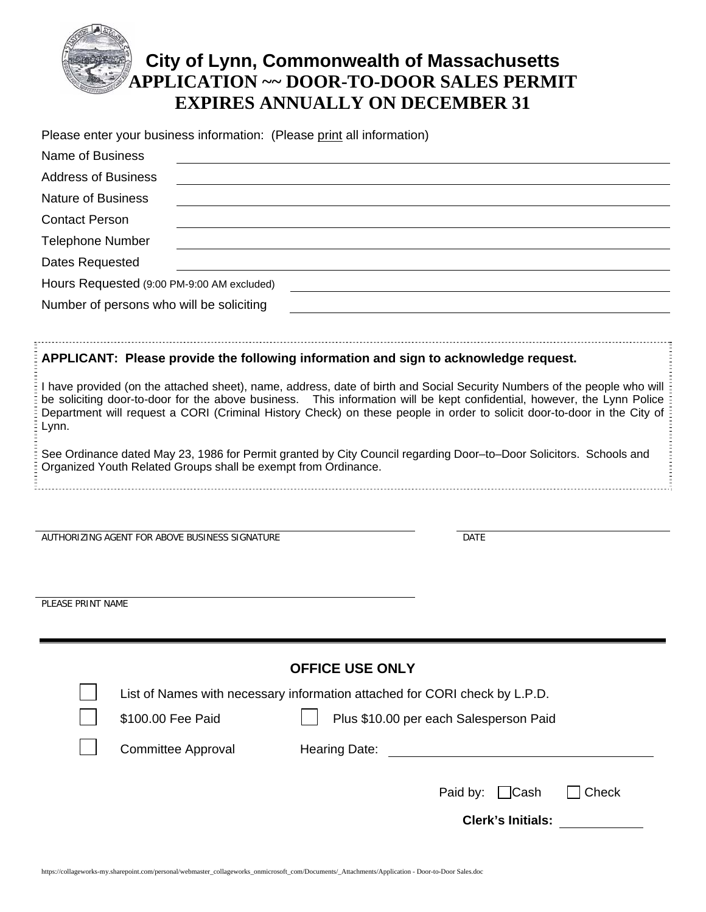# City of Lynn, Commonwealth of Massachusetts

## APPLICATION ~~ DOOR-TO-DOOR SALES PERMIT

## EXPIRES ANNUALLY ON DECEMBER 31

Please enter your business information: (Please print all information)

Name of Business \_\_\_\_\_\_\_\_\_\_\_\_\_\_\_\_\_\_\_\_\_\_\_\_\_\_\_\_\_\_

Address of Business \_\_\_\_\_\_\_\_\_\_\_\_\_\_\_\_\_\_\_\_\_\_\_\_\_\_\_\_\_\_

Nature of Business \_\_\_\_\_\_\_\_\_\_\_\_\_\_\_\_\_\_\_\_\_\_\_\_\_\_\_\_\_\_

Contact Person \_\_\_\_\_\_\_\_\_\_\_\_\_\_\_\_\_\_\_\_\_\_\_\_\_\_\_\_\_\_

Telephone Number \_\_\_\_\_\_\_\_\_\_\_\_\_\_\_\_\_\_\_\_\_\_\_\_\_\_\_\_\_\_

Dates Requested \_\_\_\_\_\_\_\_\_\_\_\_\_\_\_\_\_\_\_\_\_\_\_\_\_\_\_\_\_\_

Hours Requested (9:00 PM-9:00 AM excluded) \_\_\_\_\_\_\_\_\_\_\_\_\_\_\_\_\_\_\_\_\_\_\_\_\_\_\_\_\_\_

Number of persons who will be soliciting \_\_\_\_\_\_\_\_\_\_\_\_\_\_\_\_\_\_\_\_\_\_\_\_\_\_\_\_\_\_

**APPLICANT: Please provide the following information and sign to acknowledge request.**

I have provided (on the attached sheet), name, address, date of birth and Social Security Numbers of the people who will be soliciting door-to-door for the above business. This information will be kept confidential, however, the Lynn Police Department will request a CORI (Criminal History Check) on these people in order to solicit door-to-door in the City of Lynn.

See Ordinance dated May 23, 1986 for Permit granted by City Council regarding Door–to–Door Solicitors. Schools and Organized Youth Related Groups shall be exempt from Ordinance.

\_\_\_\_\_\_\_\_\_\_\_\_\_\_\_\_\_\_\_\_\_\_\_\_\_\_\_\_\_\_ \_\_\_\_\_\_\_\_\_\_\_\_\_\_\_\_\_\_\_\_

AUTHORIZING AGENT FOR ABOVE BUSINESS SIGNATURE DATE

\_\_\_\_\_\_\_\_\_\_\_\_\_\_\_\_\_\_\_\_\_\_\_\_\_\_\_\_\_\_

PLEASE PRINT NAME

---

### OFFICE USE ONLY

☐ List of Names with necessary information attached for CORI check by L.P.D.

☐ $100.00 Fee Paid ☐ Plus $10.00 per each Salesperson Paid

☐ Committee Approval Hearing Date: \_\_\_\_\_\_\_\_\_\_\_\_\_\_\_\_\_\_\_\_

Paid by: ☐ Cash ☐ Check

**Clerk's Initials:** \_\_\_\_\_\_\_\_\_\_

https://collageworks-my.sharepoint.com/personal/webmaster_collageworks_onmicrosoft_com/Documents/_Attachments/Application - Door-to-Door Sales.doc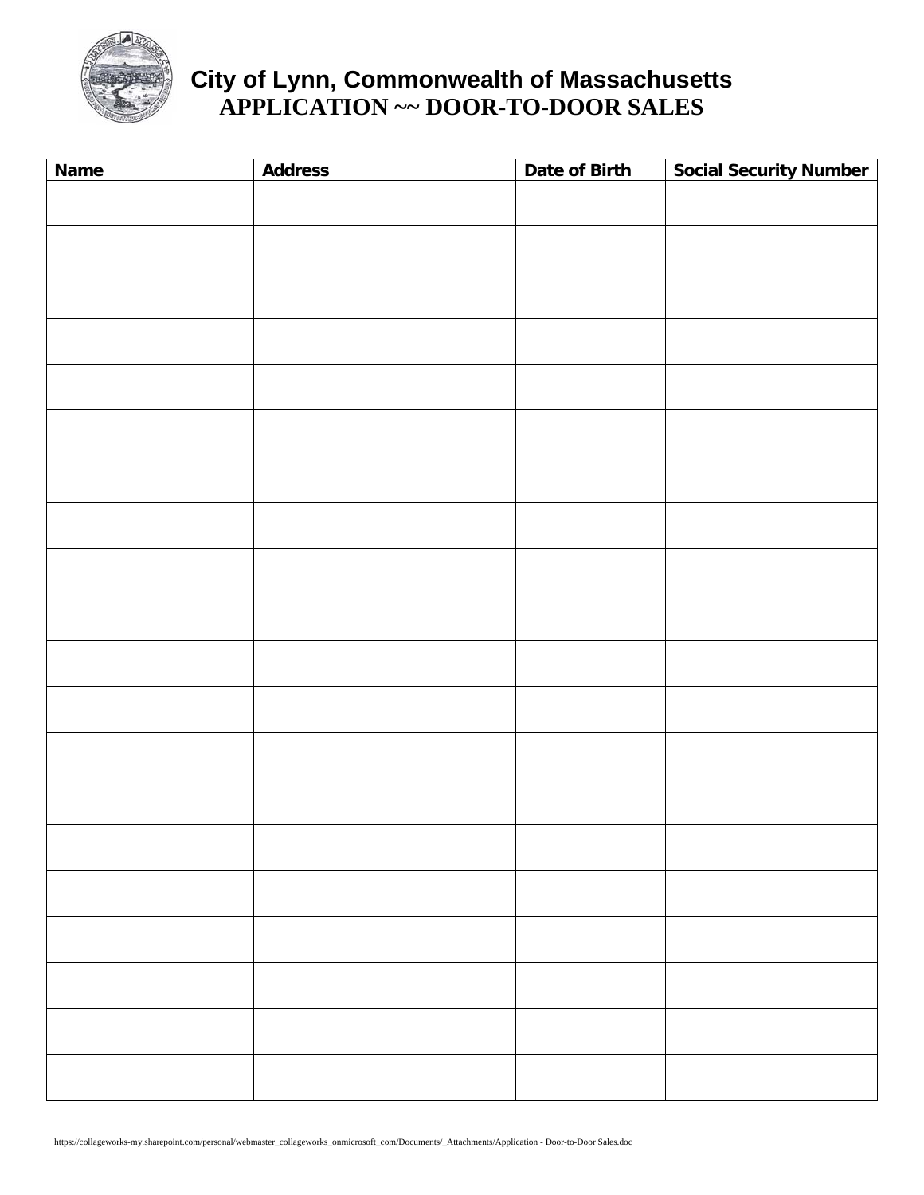# City of Lynn, Commonwealth of Massachusetts

## APPLICATION ~~ DOOR-TO-DOOR SALES

| Name | Address | Date of Birth | Social Security Number |
|---|---|---|---|
| | | | |
| | | | |
| | | | |
| | | | |
| | | | |
| | | | |
| | | | |
| | | | |
| | | | |
| | | | |
| | | | |
| | | | |
| | | | |
| | | | |
| | | | |
| | | | |
| | | | |
| | | | |
| | | | |
| | | | |

https://collageworks-my.sharepoint.com/personal/webmaster_collageworks_onmicrosoft_com/Documents/_Attachments/Application - Door-to-Door Sales.doc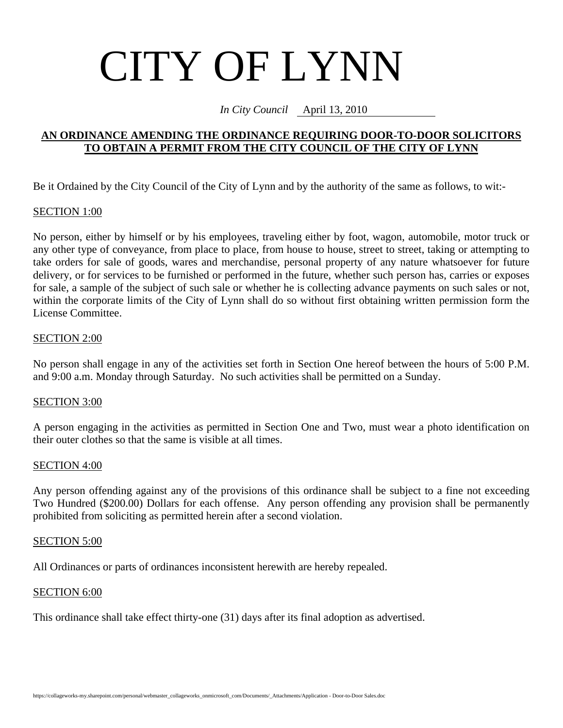# CITY OF LYNN

*In City Council* April 13, 2010

**AN ORDINANCE AMENDING THE ORDINANCE REQUIRING DOOR-TO-DOOR SOLICITORS TO OBTAIN A PERMIT FROM THE CITY COUNCIL OF THE CITY OF LYNN**

Be it Ordained by the City Council of the City of Lynn and by the authority of the same as follows, to wit:-

SECTION 1:00

No person, either by himself or by his employees, traveling either by foot, wagon, automobile, motor truck or any other type of conveyance, from place to place, from house to house, street to street, taking or attempting to take orders for sale of goods, wares and merchandise, personal property of any nature whatsoever for future delivery, or for services to be furnished or performed in the future, whether such person has, carries or exposes for sale, a sample of the subject of such sale or whether he is collecting advance payments on such sales or not, within the corporate limits of the City of Lynn shall do so without first obtaining written permission form the License Committee.

SECTION 2:00

No person shall engage in any of the activities set forth in Section One hereof between the hours of 5:00 P.M. and 9:00 a.m. Monday through Saturday. No such activities shall be permitted on a Sunday.

SECTION 3:00

A person engaging in the activities as permitted in Section One and Two, must wear a photo identification on their outer clothes so that the same is visible at all times.

SECTION 4:00

Any person offending against any of the provisions of this ordinance shall be subject to a fine not exceeding Two Hundred ($200.00) Dollars for each offense. Any person offending any provision shall be permanently prohibited from soliciting as permitted herein after a second violation.

SECTION 5:00

All Ordinances or parts of ordinances inconsistent herewith are hereby repealed.

SECTION 6:00

This ordinance shall take effect thirty-one (31) days after its final adoption as advertised.